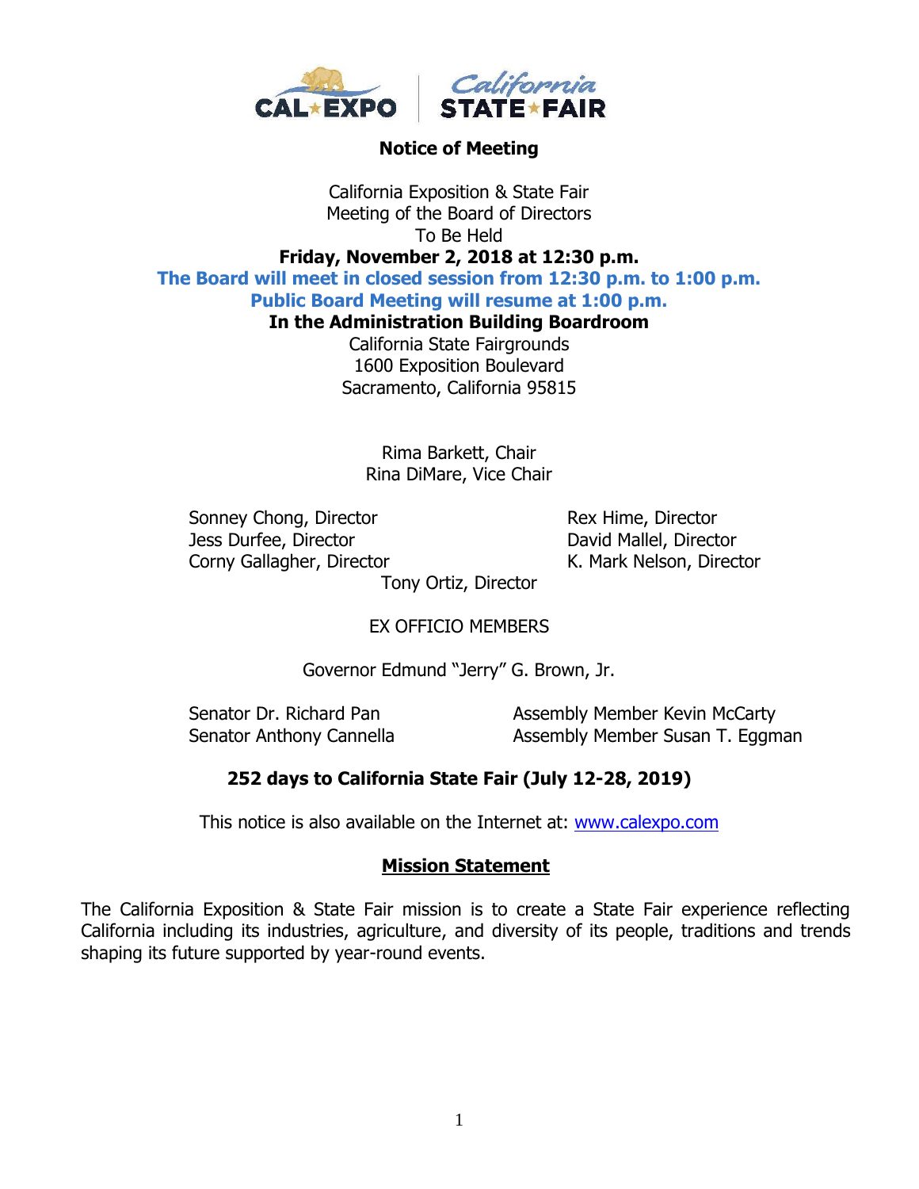**Notice of Meeting**

California Exposition & State Fair
Meeting of the Board of Directors
To Be Held
**Friday, November 2, 2018 at 12:30 p.m.**
**The Board will meet in closed session from 12:30 p.m. to 1:00 p.m.**
**Public Board Meeting will resume at 1:00 p.m.**
**In the Administration Building Boardroom**
California State Fairgrounds
1600 Exposition Boulevard
Sacramento, California 95815

Rima Barkett, Chair
Rina DiMare, Vice Chair

Sonney Chong, Director
Jess Durfee, Director
Corny Gallagher, Director
Rex Hime, Director
David Mallel, Director
K. Mark Nelson, Director
Tony Ortiz, Director

EX OFFICIO MEMBERS

Governor Edmund "Jerry" G. Brown, Jr.

Senator Dr. Richard Pan
Senator Anthony Cannella
Assembly Member Kevin McCarty
Assembly Member Susan T. Eggman

**252 days to California State Fair (July 12-28, 2019)**

This notice is also available on the Internet at: www.calexpo.com

## Mission Statement

The California Exposition & State Fair mission is to create a State Fair experience reflecting California including its industries, agriculture, and diversity of its people, traditions and trends shaping its future supported by year-round events.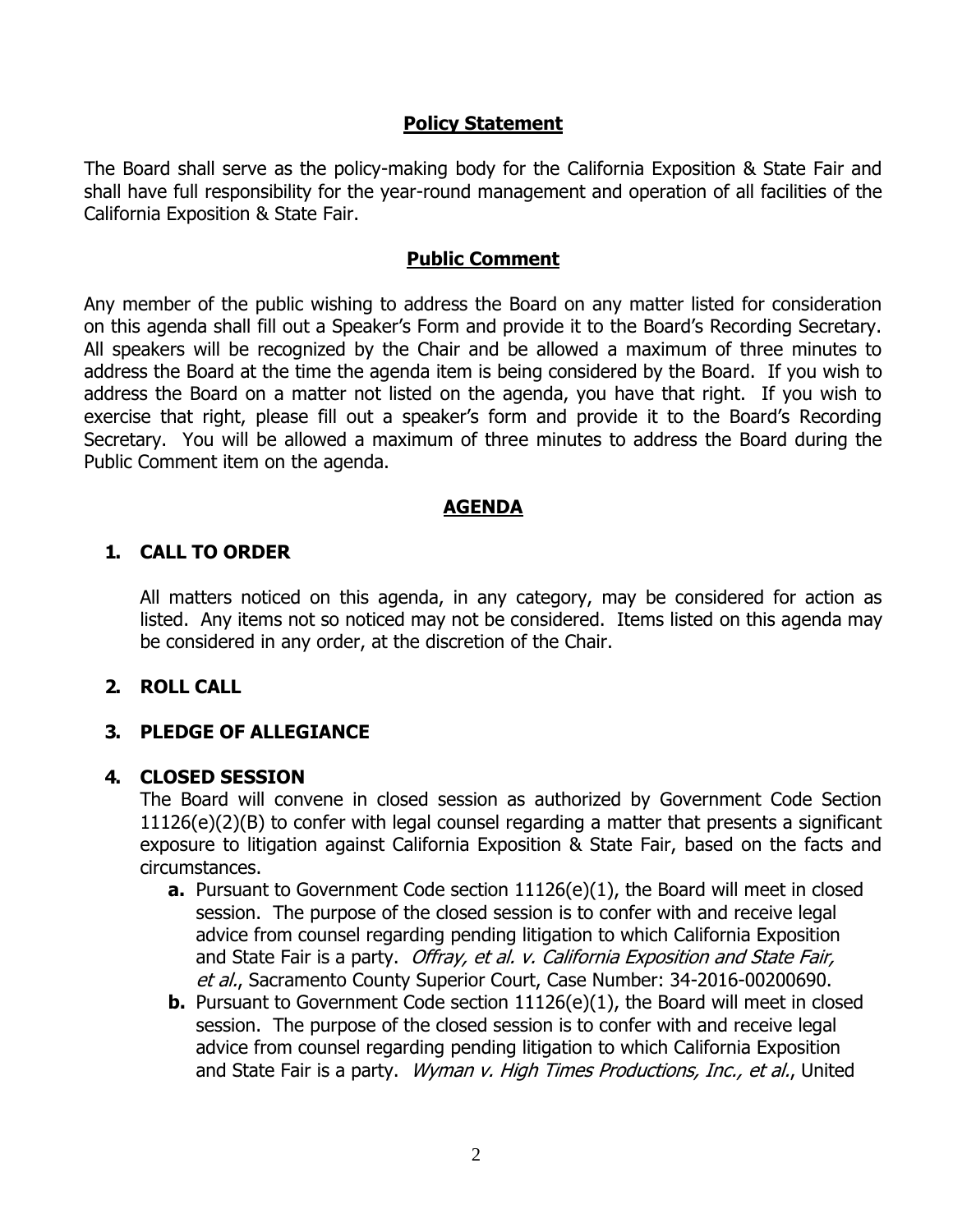## Policy Statement

The Board shall serve as the policy-making body for the California Exposition & State Fair and shall have full responsibility for the year-round management and operation of all facilities of the California Exposition & State Fair.

## Public Comment

Any member of the public wishing to address the Board on any matter listed for consideration on this agenda shall fill out a Speaker's Form and provide it to the Board's Recording Secretary. All speakers will be recognized by the Chair and be allowed a maximum of three minutes to address the Board at the time the agenda item is being considered by the Board. If you wish to address the Board on a matter not listed on the agenda, you have that right. If you wish to exercise that right, please fill out a speaker's form and provide it to the Board's Recording Secretary. You will be allowed a maximum of three minutes to address the Board during the Public Comment item on the agenda.

## AGENDA

**1. CALL TO ORDER**

All matters noticed on this agenda, in any category, may be considered for action as listed. Any items not so noticed may not be considered. Items listed on this agenda may be considered in any order, at the discretion of the Chair.

**2. ROLL CALL**

**3. PLEDGE OF ALLEGIANCE**

**4. CLOSED SESSION**

The Board will convene in closed session as authorized by Government Code Section 11126(e)(2)(B) to confer with legal counsel regarding a matter that presents a significant exposure to litigation against California Exposition & State Fair, based on the facts and circumstances.

- **a.** Pursuant to Government Code section 11126(e)(1), the Board will meet in closed session. The purpose of the closed session is to confer with and receive legal advice from counsel regarding pending litigation to which California Exposition and State Fair is a party. *Offray, et al. v. California Exposition and State Fair, et al.*, Sacramento County Superior Court, Case Number: 34-2016-00200690.
- **b.** Pursuant to Government Code section 11126(e)(1), the Board will meet in closed session. The purpose of the closed session is to confer with and receive legal advice from counsel regarding pending litigation to which California Exposition and State Fair is a party. *Wyman v. High Times Productions, Inc., et al.*, United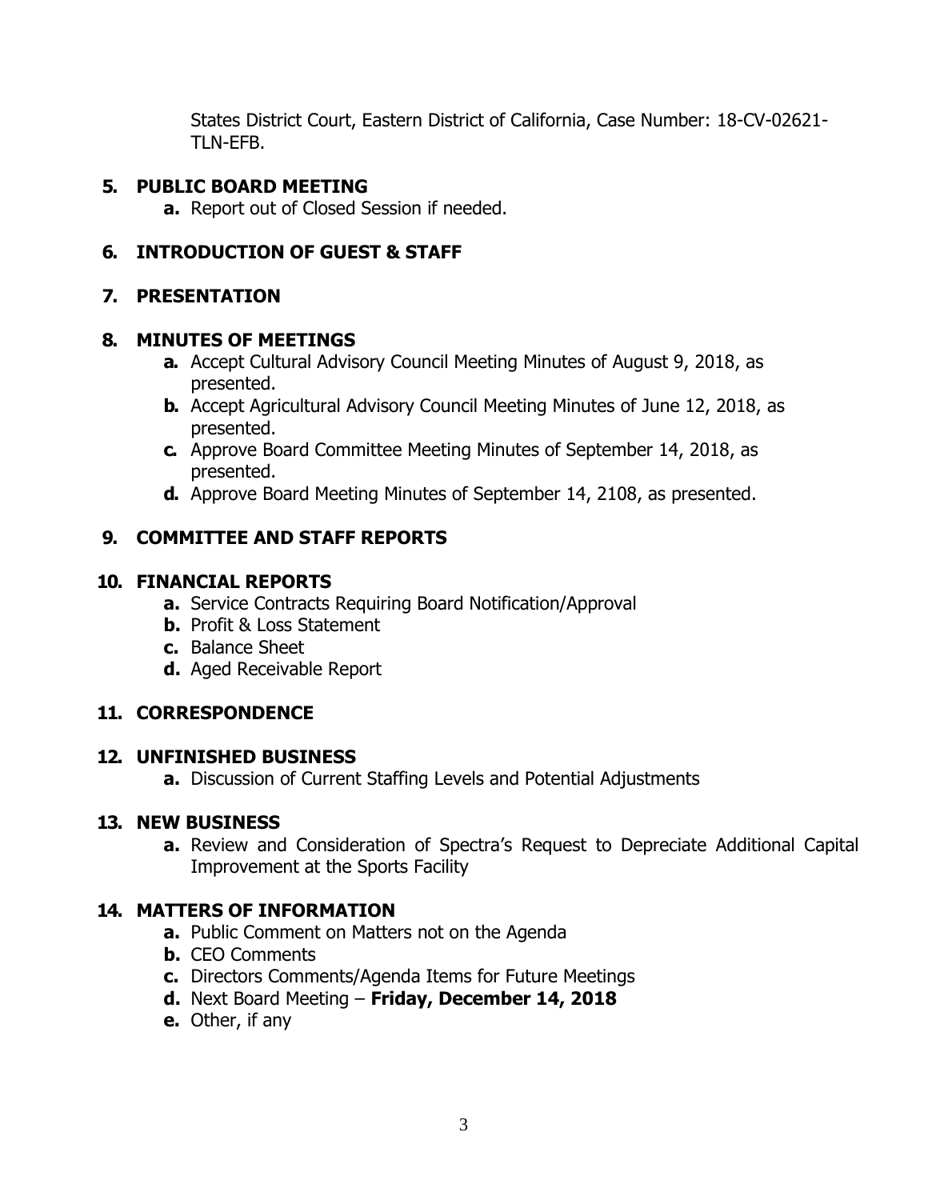States District Court, Eastern District of California, Case Number: 18-CV-02621-TLN-EFB.

**5. PUBLIC BOARD MEETING**

- **a.** Report out of Closed Session if needed.

**6. INTRODUCTION OF GUEST & STAFF**

**7. PRESENTATION**

**8. MINUTES OF MEETINGS**

- **a.** Accept Cultural Advisory Council Meeting Minutes of August 9, 2018, as presented.
- **b.** Accept Agricultural Advisory Council Meeting Minutes of June 12, 2018, as presented.
- **c.** Approve Board Committee Meeting Minutes of September 14, 2018, as presented.
- **d.** Approve Board Meeting Minutes of September 14, 2108, as presented.

**9. COMMITTEE AND STAFF REPORTS**

**10. FINANCIAL REPORTS**

- **a.** Service Contracts Requiring Board Notification/Approval
- **b.** Profit & Loss Statement
- **c.** Balance Sheet
- **d.** Aged Receivable Report

**11. CORRESPONDENCE**

**12. UNFINISHED BUSINESS**

- **a.** Discussion of Current Staffing Levels and Potential Adjustments

**13. NEW BUSINESS**

- **a.** Review and Consideration of Spectra's Request to Depreciate Additional Capital Improvement at the Sports Facility

**14. MATTERS OF INFORMATION**

- **a.** Public Comment on Matters not on the Agenda
- **b.** CEO Comments
- **c.** Directors Comments/Agenda Items for Future Meetings
- **d.** Next Board Meeting – **Friday, December 14, 2018**
- **e.** Other, if any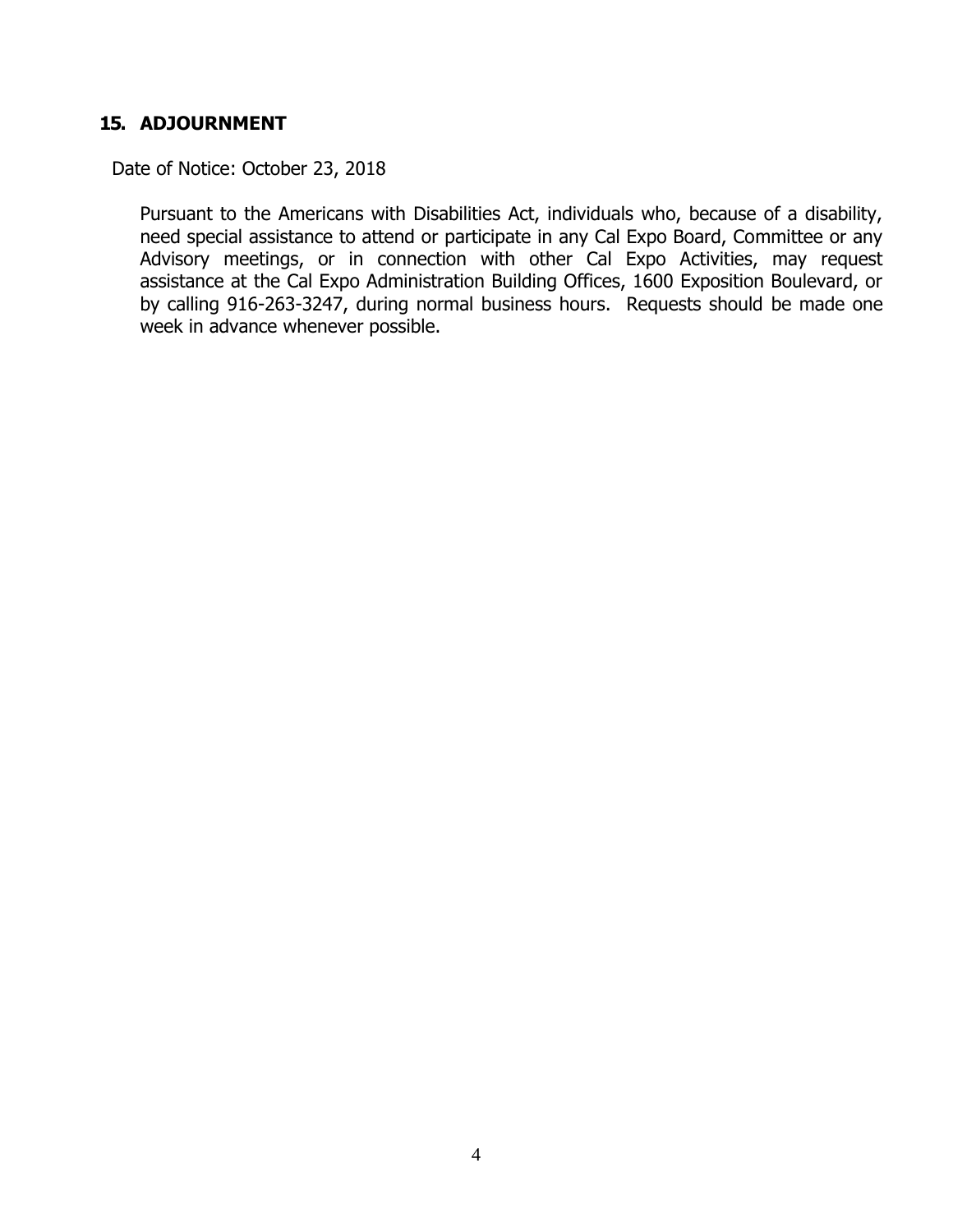## 15. ADJOURNMENT

Date of Notice: October 23, 2018

Pursuant to the Americans with Disabilities Act, individuals who, because of a disability, need special assistance to attend or participate in any Cal Expo Board, Committee or any Advisory meetings, or in connection with other Cal Expo Activities, may request assistance at the Cal Expo Administration Building Offices, 1600 Exposition Boulevard, or by calling 916-263-3247, during normal business hours. Requests should be made one week in advance whenever possible.